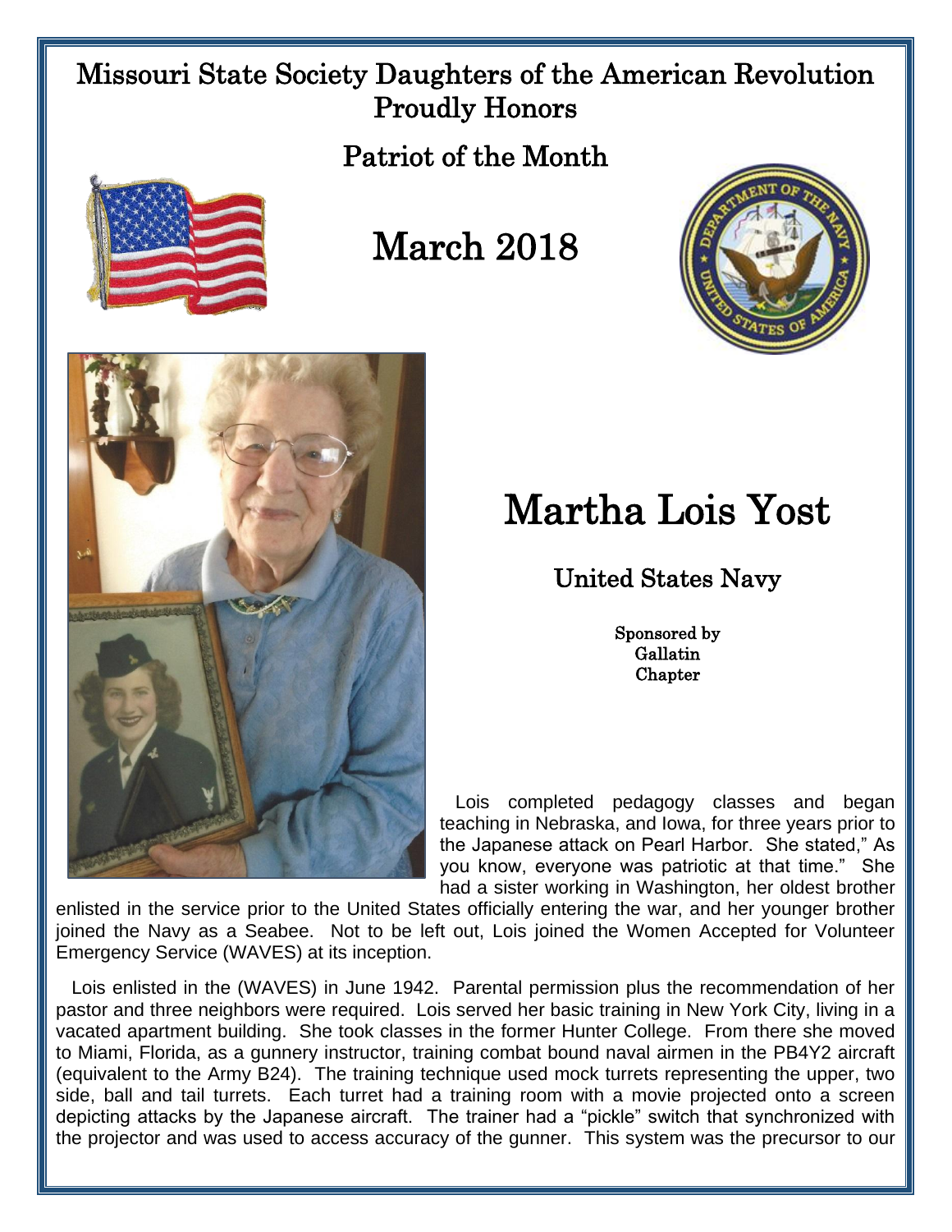# Missouri State Society Daughters of the American Revolution Proudly Honors

## Patriot of the Month

## March 2018

# Martha Lois Yost

## United States Navy

Sponsored by
Gallatin
Chapter

Lois completed pedagogy classes and began teaching in Nebraska, and Iowa, for three years prior to the Japanese attack on Pearl Harbor. She stated," As you know, everyone was patriotic at that time." She had a sister working in Washington, her oldest brother enlisted in the service prior to the United States officially entering the war, and her younger brother joined the Navy as a Seabee. Not to be left out, Lois joined the Women Accepted for Volunteer Emergency Service (WAVES) at its inception.

Lois enlisted in the (WAVES) in June 1942. Parental permission plus the recommendation of her pastor and three neighbors were required. Lois served her basic training in New York City, living in a vacated apartment building. She took classes in the former Hunter College. From there she moved to Miami, Florida, as a gunnery instructor, training combat bound naval airmen in the PB4Y2 aircraft (equivalent to the Army B24). The training technique used mock turrets representing the upper, two side, ball and tail turrets. Each turret had a training room with a movie projected onto a screen depicting attacks by the Japanese aircraft. The trainer had a "pickle" switch that synchronized with the projector and was used to access accuracy of the gunner. This system was the precursor to our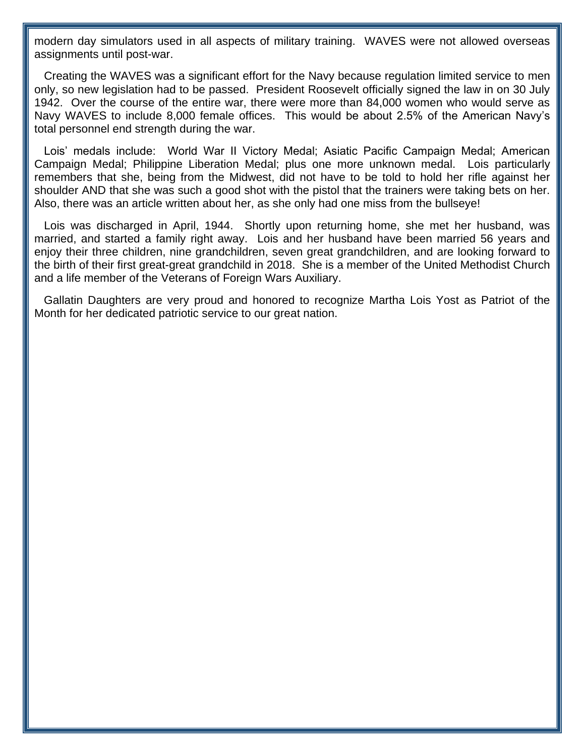modern day simulators used in all aspects of military training. WAVES were not allowed overseas assignments until post-war.

Creating the WAVES was a significant effort for the Navy because regulation limited service to men only, so new legislation had to be passed. President Roosevelt officially signed the law in on 30 July 1942. Over the course of the entire war, there were more than 84,000 women who would serve as Navy WAVES to include 8,000 female offices. This would be about 2.5% of the American Navy's total personnel end strength during the war.

Lois' medals include: World War II Victory Medal; Asiatic Pacific Campaign Medal; American Campaign Medal; Philippine Liberation Medal; plus one more unknown medal. Lois particularly remembers that she, being from the Midwest, did not have to be told to hold her rifle against her shoulder AND that she was such a good shot with the pistol that the trainers were taking bets on her. Also, there was an article written about her, as she only had one miss from the bullseye!

Lois was discharged in April, 1944. Shortly upon returning home, she met her husband, was married, and started a family right away. Lois and her husband have been married 56 years and enjoy their three children, nine grandchildren, seven great grandchildren, and are looking forward to the birth of their first great-great grandchild in 2018. She is a member of the United Methodist Church and a life member of the Veterans of Foreign Wars Auxiliary.

Gallatin Daughters are very proud and honored to recognize Martha Lois Yost as Patriot of the Month for her dedicated patriotic service to our great nation.